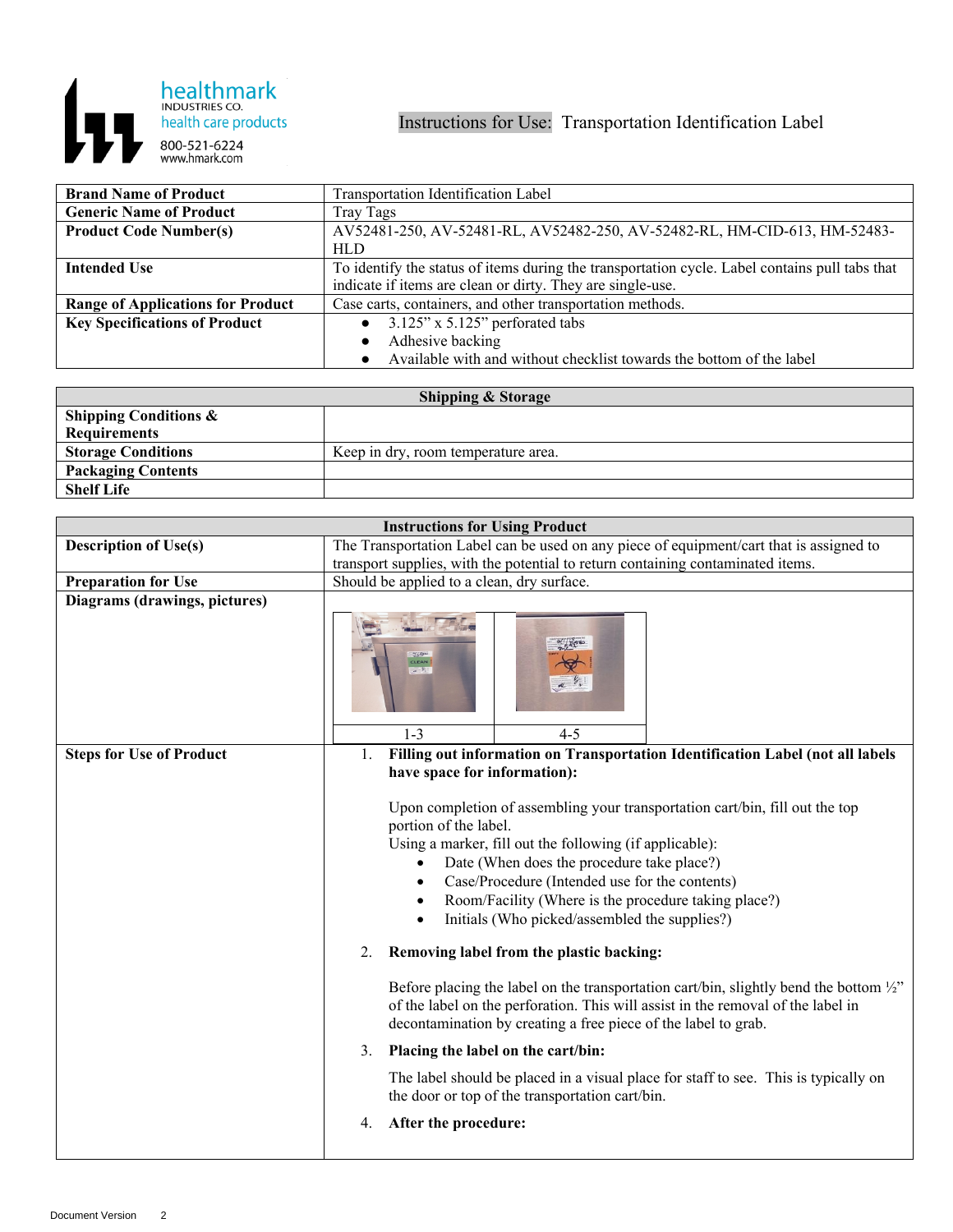healthmark INDUSTRIES CO.
health care products
800-521-6224
www.hmark.com

# Instructions for Use: Transportation Identification Label

| | |
|---|---|
| **Brand Name of Product** | Transportation Identification Label |
| **Generic Name of Product** | Tray Tags |
| **Product Code Number(s)** | AV52481-250, AV-52481-RL, AV52482-250, AV-52482-RL, HM-CID-613, HM-52483-HLD |
| **Intended Use** | To identify the status of items during the transportation cycle. Label contains pull tabs that indicate if items are clean or dirty. They are single-use. |
| **Range of Applications for Product** | Case carts, containers, and other transportation methods. |
| **Key Specifications of Product** | • 3.125" x 5.125" perforated tabs<br>• Adhesive backing<br>• Available with and without checklist towards the bottom of the label |

| **Shipping & Storage** | |
|---|---|
| **Shipping Conditions & Requirements** | |
| **Storage Conditions** | Keep in dry, room temperature area. |
| **Packaging Contents** | |
| **Shelf Life** | |

| **Instructions for Using Product** | |
|---|---|
| **Description of Use(s)** | The Transportation Label can be used on any piece of equipment/cart that is assigned to transport supplies, with the potential to return containing contaminated items. |
| **Preparation for Use** | Should be applied to a clean, dry surface. |
| **Diagrams (drawings, pictures)** | 1-3 &nbsp;&nbsp;&nbsp; 4-5 |
| **Steps for Use of Product** | 1. **Filling out information on Transportation Identification Label (not all labels have space for information):**<br><br>Upon completion of assembling your transportation cart/bin, fill out the top portion of the label.<br>Using a marker, fill out the following (if applicable):<br>• Date (When does the procedure take place?)<br>• Case/Procedure (Intended use for the contents)<br>• Room/Facility (Where is the procedure taking place?)<br>• Initials (Who picked/assembled the supplies?)<br><br>2. **Removing label from the plastic backing:**<br><br>Before placing the label on the transportation cart/bin, slightly bend the bottom ½" of the label on the perforation. This will assist in the removal of the label in decontamination by creating a free piece of the label to grab.<br><br>3. **Placing the label on the cart/bin:**<br><br>The label should be placed in a visual place for staff to see. This is typically on the door or top of the transportation cart/bin.<br><br>4. **After the procedure:** |

Document Version 2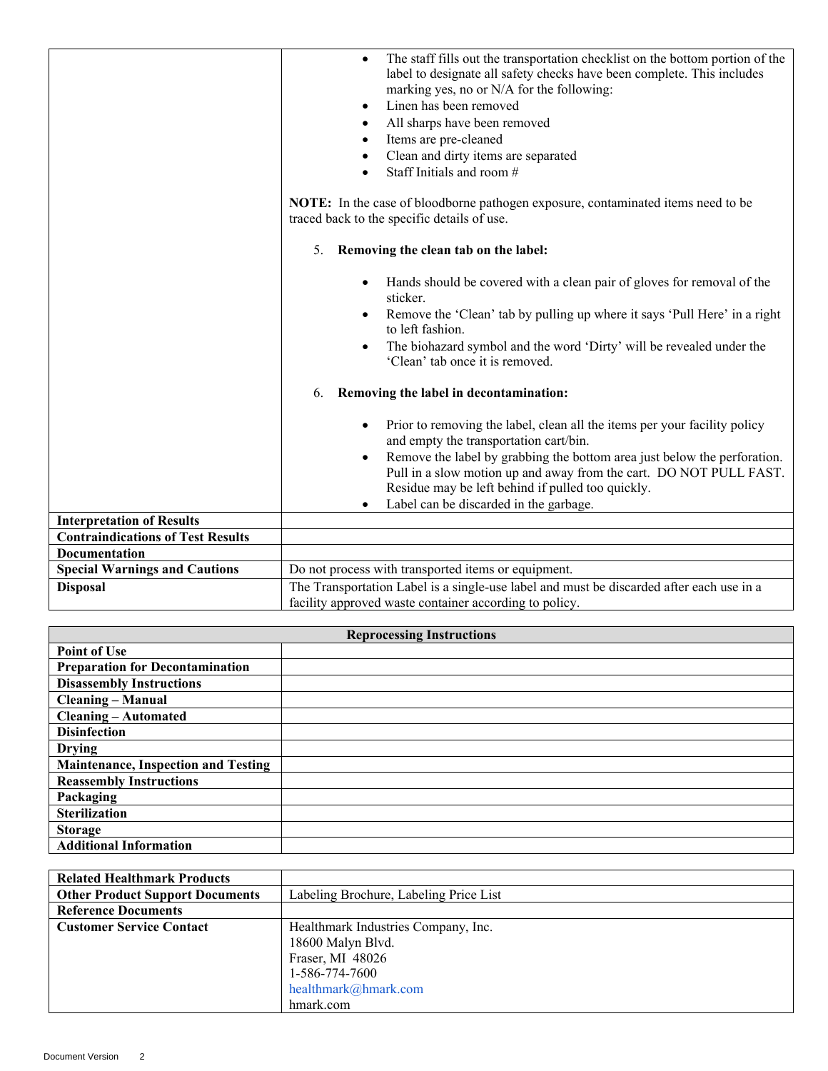| | |
|---|---|
| | • The staff fills out the transportation checklist on the bottom portion of the label to designate all safety checks have been complete. This includes marking yes, no or N/A for the following:<br>• Linen has been removed<br>• All sharps have been removed<br>• Items are pre-cleaned<br>• Clean and dirty items are separated<br>• Staff Initials and room #<br><br>**NOTE:** In the case of bloodborne pathogen exposure, contaminated items need to be traced back to the specific details of use.<br><br>5. **Removing the clean tab on the label:**<br><br>• Hands should be covered with a clean pair of gloves for removal of the sticker.<br>• Remove the 'Clean' tab by pulling up where it says 'Pull Here' in a right to left fashion.<br>• The biohazard symbol and the word 'Dirty' will be revealed under the 'Clean' tab once it is removed.<br><br>6. **Removing the label in decontamination:**<br><br>• Prior to removing the label, clean all the items per your facility policy and empty the transportation cart/bin.<br>• Remove the label by grabbing the bottom area just below the perforation. Pull in a slow motion up and away from the cart. DO NOT PULL FAST. Residue may be left behind if pulled too quickly.<br>• Label can be discarded in the garbage. |
| **Interpretation of Results** | |
| **Contraindications of Test Results** | |
| **Documentation** | |
| **Special Warnings and Cautions** | Do not process with transported items or equipment. |
| **Disposal** | The Transportation Label is a single-use label and must be discarded after each use in a facility approved waste container according to policy. |

| **Reprocessing Instructions** | |
|---|---|
| **Point of Use** | |
| **Preparation for Decontamination** | |
| **Disassembly Instructions** | |
| **Cleaning – Manual** | |
| **Cleaning – Automated** | |
| **Disinfection** | |
| **Drying** | |
| **Maintenance, Inspection and Testing** | |
| **Reassembly Instructions** | |
| **Packaging** | |
| **Sterilization** | |
| **Storage** | |
| **Additional Information** | |

| | |
|---|---|
| **Related Healthmark Products** | |
| **Other Product Support Documents** | Labeling Brochure, Labeling Price List |
| **Reference Documents** | |
| **Customer Service Contact** | Healthmark Industries Company, Inc.<br>18600 Malyn Blvd.<br>Fraser, MI 48026<br>1-586-774-7600<br>healthmark@hmark.com<br>hmark.com |

Document Version 2